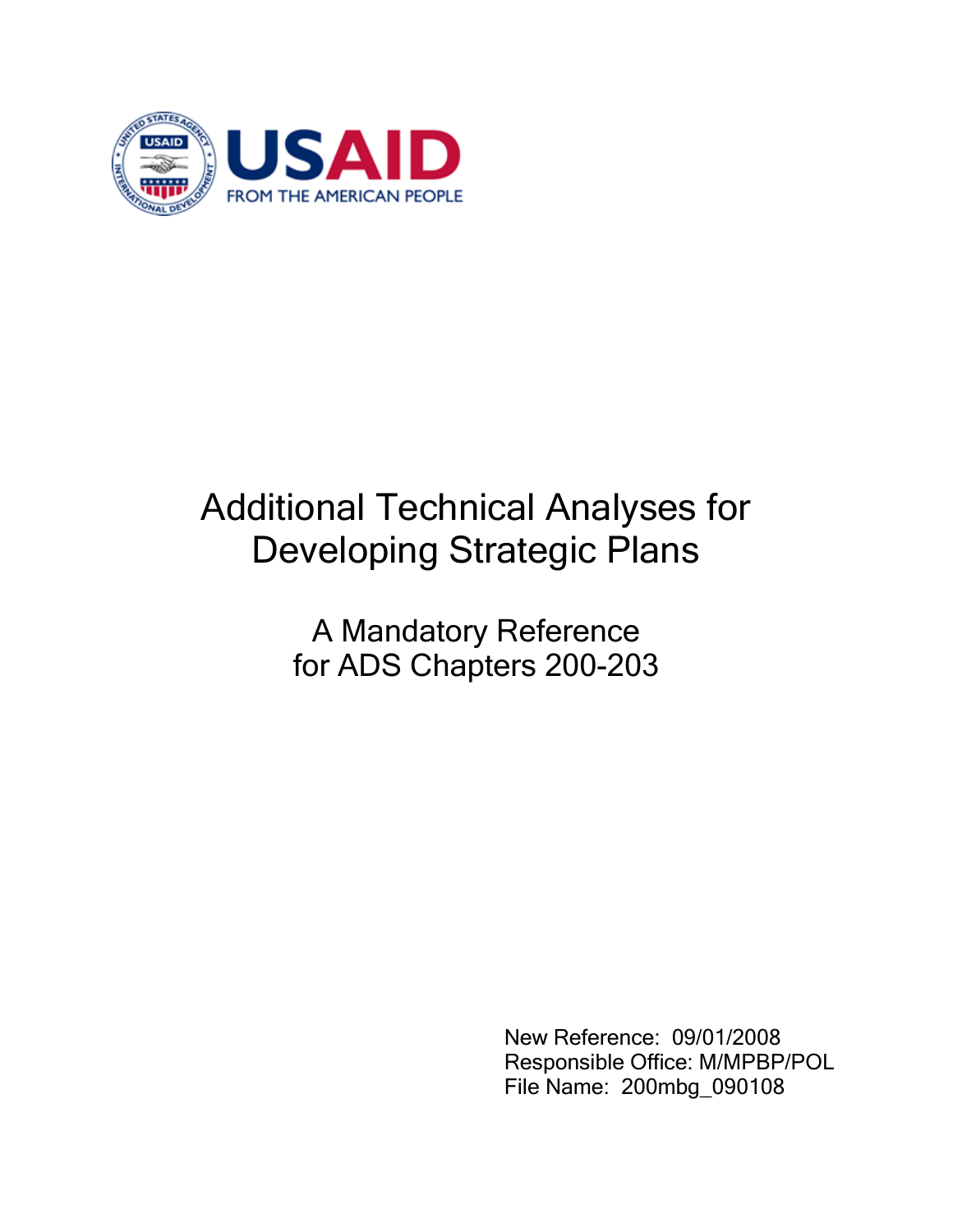USAID

FROM THE AMERICAN PEOPLE

# Additional Technical Analyses for Developing Strategic Plans

## A Mandatory Reference for ADS Chapters 200-203

New Reference: 09/01/2008
Responsible Office: M/MPBP/POL
File Name: 200mbg_090108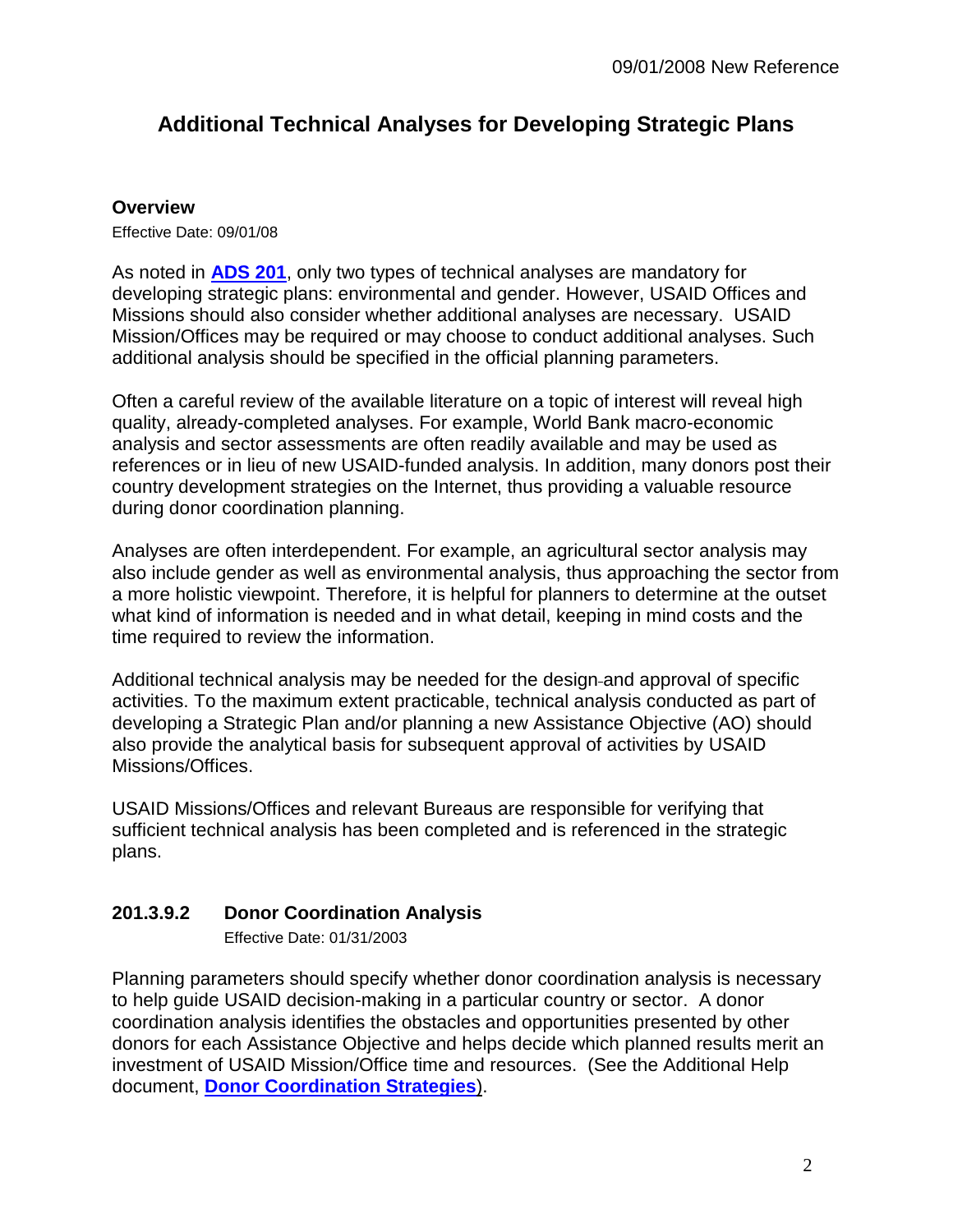# Additional Technical Analyses for Developing Strategic Plans

## Overview

Effective Date: 09/01/08

As noted in **ADS 201**, only two types of technical analyses are mandatory for developing strategic plans: environmental and gender. However, USAID Offices and Missions should also consider whether additional analyses are necessary. USAID Mission/Offices may be required or may choose to conduct additional analyses. Such additional analysis should be specified in the official planning parameters.

Often a careful review of the available literature on a topic of interest will reveal high quality, already-completed analyses. For example, World Bank macro-economic analysis and sector assessments are often readily available and may be used as references or in lieu of new USAID-funded analysis. In addition, many donors post their country development strategies on the Internet, thus providing a valuable resource during donor coordination planning.

Analyses are often interdependent. For example, an agricultural sector analysis may also include gender as well as environmental analysis, thus approaching the sector from a more holistic viewpoint. Therefore, it is helpful for planners to determine at the outset what kind of information is needed and in what detail, keeping in mind costs and the time required to review the information.

Additional technical analysis may be needed for the design and approval of specific activities. To the maximum extent practicable, technical analysis conducted as part of developing a Strategic Plan and/or planning a new Assistance Objective (AO) should also provide the analytical basis for subsequent approval of activities by USAID Missions/Offices.

USAID Missions/Offices and relevant Bureaus are responsible for verifying that sufficient technical analysis has been completed and is referenced in the strategic plans.

## 201.3.9.2 Donor Coordination Analysis

Effective Date: 01/31/2003

Planning parameters should specify whether donor coordination analysis is necessary to help guide USAID decision-making in a particular country or sector. A donor coordination analysis identifies the obstacles and opportunities presented by other donors for each Assistance Objective and helps decide which planned results merit an investment of USAID Mission/Office time and resources. (See the Additional Help document, **Donor Coordination Strategies**).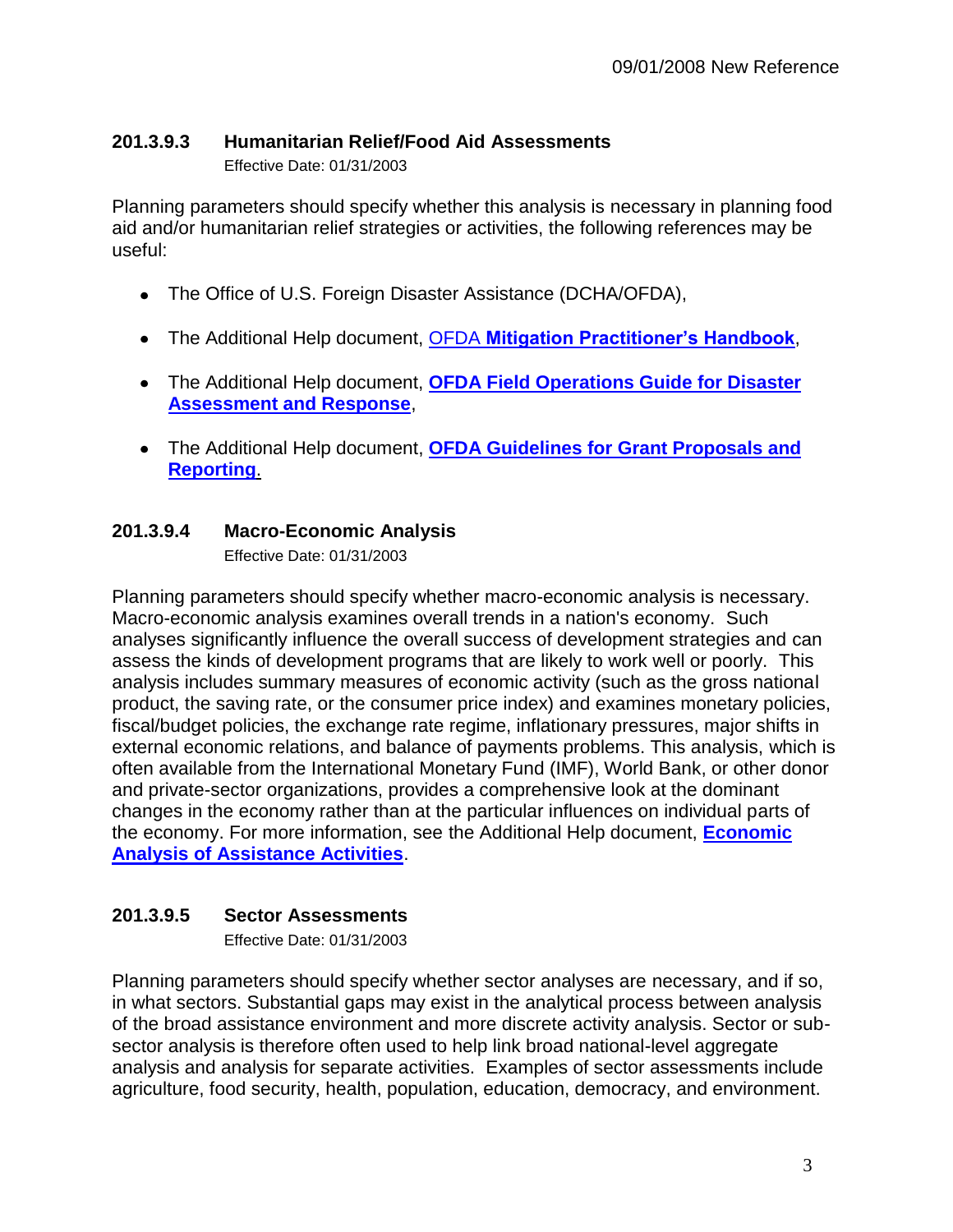### 201.3.9.3 Humanitarian Relief/Food Aid Assessments

Effective Date: 01/31/2003

Planning parameters should specify whether this analysis is necessary in planning food aid and/or humanitarian relief strategies or activities, the following references may be useful:

- The Office of U.S. Foreign Disaster Assistance (DCHA/OFDA),
- The Additional Help document, OFDA **Mitigation Practitioner's Handbook**,
- The Additional Help document, **OFDA Field Operations Guide for Disaster Assessment and Response**,
- The Additional Help document, **OFDA Guidelines for Grant Proposals and Reporting**.

### 201.3.9.4 Macro-Economic Analysis

Effective Date: 01/31/2003

Planning parameters should specify whether macro-economic analysis is necessary. Macro-economic analysis examines overall trends in a nation's economy. Such analyses significantly influence the overall success of development strategies and can assess the kinds of development programs that are likely to work well or poorly. This analysis includes summary measures of economic activity (such as the gross national product, the saving rate, or the consumer price index) and examines monetary policies, fiscal/budget policies, the exchange rate regime, inflationary pressures, major shifts in external economic relations, and balance of payments problems. This analysis, which is often available from the International Monetary Fund (IMF), World Bank, or other donor and private-sector organizations, provides a comprehensive look at the dominant changes in the economy rather than at the particular influences on individual parts of the economy. For more information, see the Additional Help document, **Economic Analysis of Assistance Activities**.

### 201.3.9.5 Sector Assessments

Effective Date: 01/31/2003

Planning parameters should specify whether sector analyses are necessary, and if so, in what sectors. Substantial gaps may exist in the analytical process between analysis of the broad assistance environment and more discrete activity analysis. Sector or sub-sector analysis is therefore often used to help link broad national-level aggregate analysis and analysis for separate activities. Examples of sector assessments include agriculture, food security, health, population, education, democracy, and environment.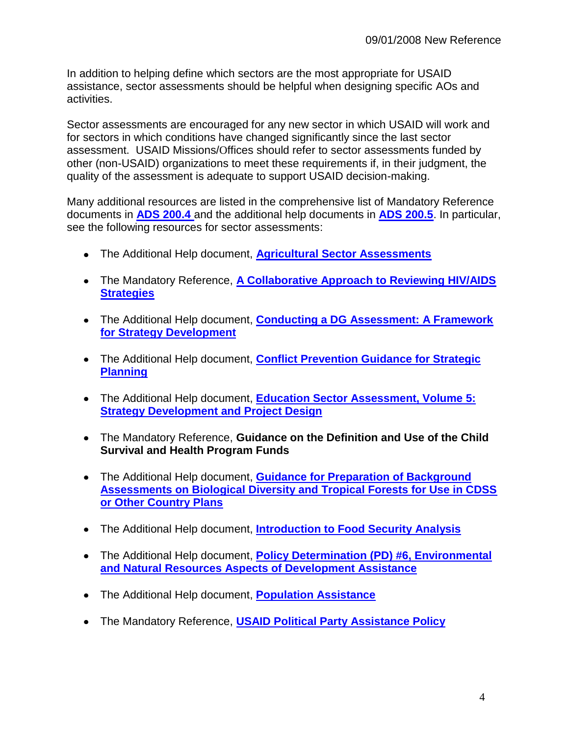In addition to helping define which sectors are the most appropriate for USAID assistance, sector assessments should be helpful when designing specific AOs and activities.

Sector assessments are encouraged for any new sector in which USAID will work and for sectors in which conditions have changed significantly since the last sector assessment. USAID Missions/Offices should refer to sector assessments funded by other (non-USAID) organizations to meet these requirements if, in their judgment, the quality of the assessment is adequate to support USAID decision-making.

Many additional resources are listed in the comprehensive list of Mandatory Reference documents in **ADS 200.4** and the additional help documents in **ADS 200.5**. In particular, see the following resources for sector assessments:

- The Additional Help document, **Agricultural Sector Assessments**
- The Mandatory Reference, **A Collaborative Approach to Reviewing HIV/AIDS Strategies**
- The Additional Help document, **Conducting a DG Assessment: A Framework for Strategy Development**
- The Additional Help document, **Conflict Prevention Guidance for Strategic Planning**
- The Additional Help document, **Education Sector Assessment, Volume 5: Strategy Development and Project Design**
- The Mandatory Reference, **Guidance on the Definition and Use of the Child Survival and Health Program Funds**
- The Additional Help document, **Guidance for Preparation of Background Assessments on Biological Diversity and Tropical Forests for Use in CDSS or Other Country Plans**
- The Additional Help document, **Introduction to Food Security Analysis**
- The Additional Help document, **Policy Determination (PD) #6, Environmental and Natural Resources Aspects of Development Assistance**
- The Additional Help document, **Population Assistance**
- The Mandatory Reference, **USAID Political Party Assistance Policy**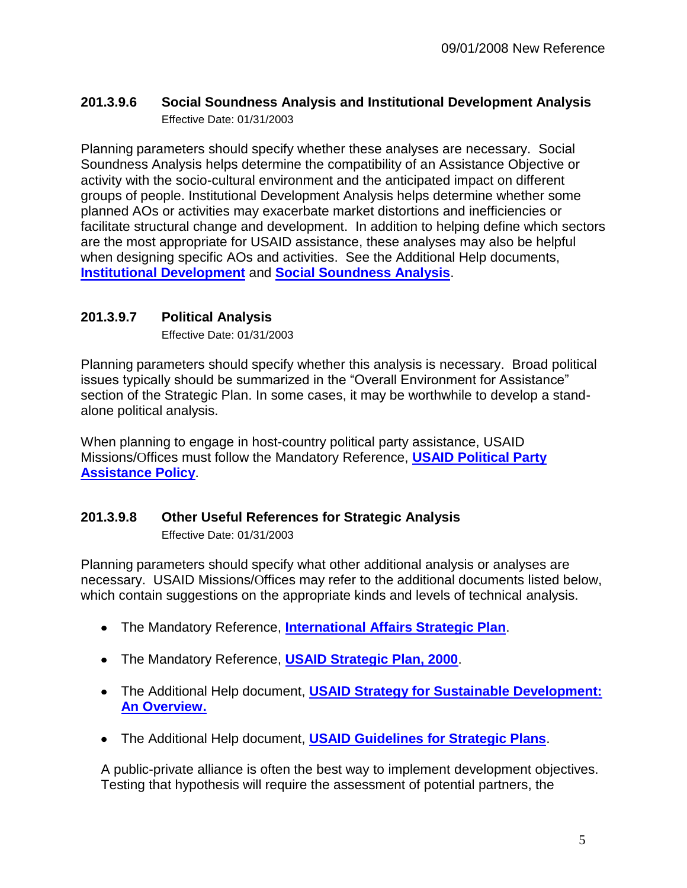### 201.3.9.6 Social Soundness Analysis and Institutional Development Analysis

Effective Date: 01/31/2003

Planning parameters should specify whether these analyses are necessary. Social Soundness Analysis helps determine the compatibility of an Assistance Objective or activity with the socio-cultural environment and the anticipated impact on different groups of people. Institutional Development Analysis helps determine whether some planned AOs or activities may exacerbate market distortions and inefficiencies or facilitate structural change and development. In addition to helping define which sectors are the most appropriate for USAID assistance, these analyses may also be helpful when designing specific AOs and activities. See the Additional Help documents, **Institutional Development** and **Social Soundness Analysis**.

### 201.3.9.7 Political Analysis

Effective Date: 01/31/2003

Planning parameters should specify whether this analysis is necessary. Broad political issues typically should be summarized in the "Overall Environment for Assistance" section of the Strategic Plan. In some cases, it may be worthwhile to develop a stand-alone political analysis.

When planning to engage in host-country political party assistance, USAID Missions/Offices must follow the Mandatory Reference, **USAID Political Party Assistance Policy**.

### 201.3.9.8 Other Useful References for Strategic Analysis

Effective Date: 01/31/2003

Planning parameters should specify what other additional analysis or analyses are necessary. USAID Missions/Offices may refer to the additional documents listed below, which contain suggestions on the appropriate kinds and levels of technical analysis.

- The Mandatory Reference, **International Affairs Strategic Plan**.
- The Mandatory Reference, **USAID Strategic Plan, 2000**.
- The Additional Help document, **USAID Strategy for Sustainable Development: An Overview.**
- The Additional Help document, **USAID Guidelines for Strategic Plans**.

A public-private alliance is often the best way to implement development objectives. Testing that hypothesis will require the assessment of potential partners, the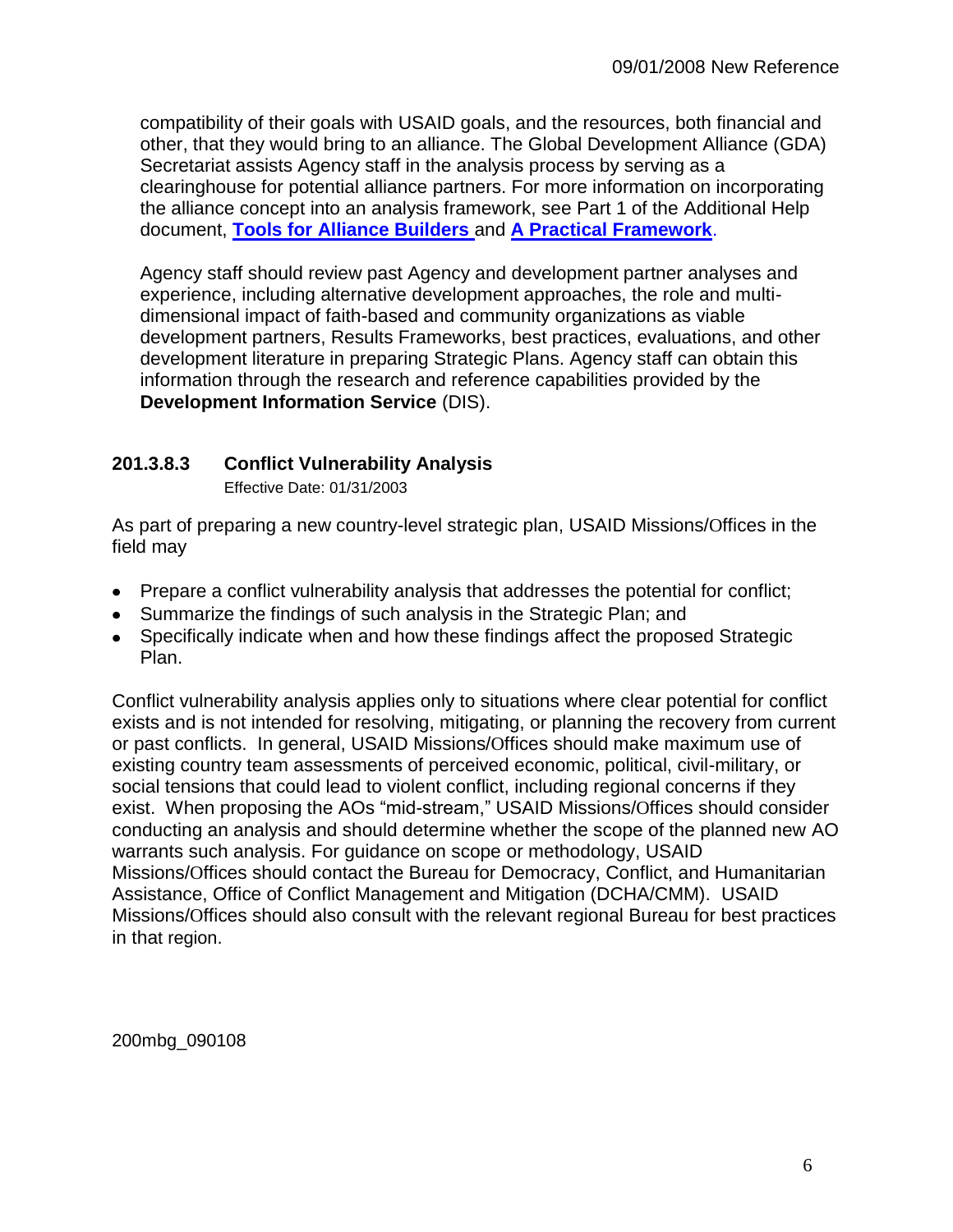compatibility of their goals with USAID goals, and the resources, both financial and other, that they would bring to an alliance. The Global Development Alliance (GDA) Secretariat assists Agency staff in the analysis process by serving as a clearinghouse for potential alliance partners. For more information on incorporating the alliance concept into an analysis framework, see Part 1 of the Additional Help document, **Tools for Alliance Builders** and **A Practical Framework**.

Agency staff should review past Agency and development partner analyses and experience, including alternative development approaches, the role and multi-dimensional impact of faith-based and community organizations as viable development partners, Results Frameworks, best practices, evaluations, and other development literature in preparing Strategic Plans. Agency staff can obtain this information through the research and reference capabilities provided by the **Development Information Service** (DIS).

### 201.3.8.3 Conflict Vulnerability Analysis

Effective Date: 01/31/2003

As part of preparing a new country-level strategic plan, USAID Missions/Offices in the field may

- Prepare a conflict vulnerability analysis that addresses the potential for conflict;
- Summarize the findings of such analysis in the Strategic Plan; and
- Specifically indicate when and how these findings affect the proposed Strategic Plan.

Conflict vulnerability analysis applies only to situations where clear potential for conflict exists and is not intended for resolving, mitigating, or planning the recovery from current or past conflicts. In general, USAID Missions/Offices should make maximum use of existing country team assessments of perceived economic, political, civil-military, or social tensions that could lead to violent conflict, including regional concerns if they exist. When proposing the AOs "mid-stream," USAID Missions/Offices should consider conducting an analysis and should determine whether the scope of the planned new AO warrants such analysis. For guidance on scope or methodology, USAID Missions/Offices should contact the Bureau for Democracy, Conflict, and Humanitarian Assistance, Office of Conflict Management and Mitigation (DCHA/CMM). USAID Missions/Offices should also consult with the relevant regional Bureau for best practices in that region.